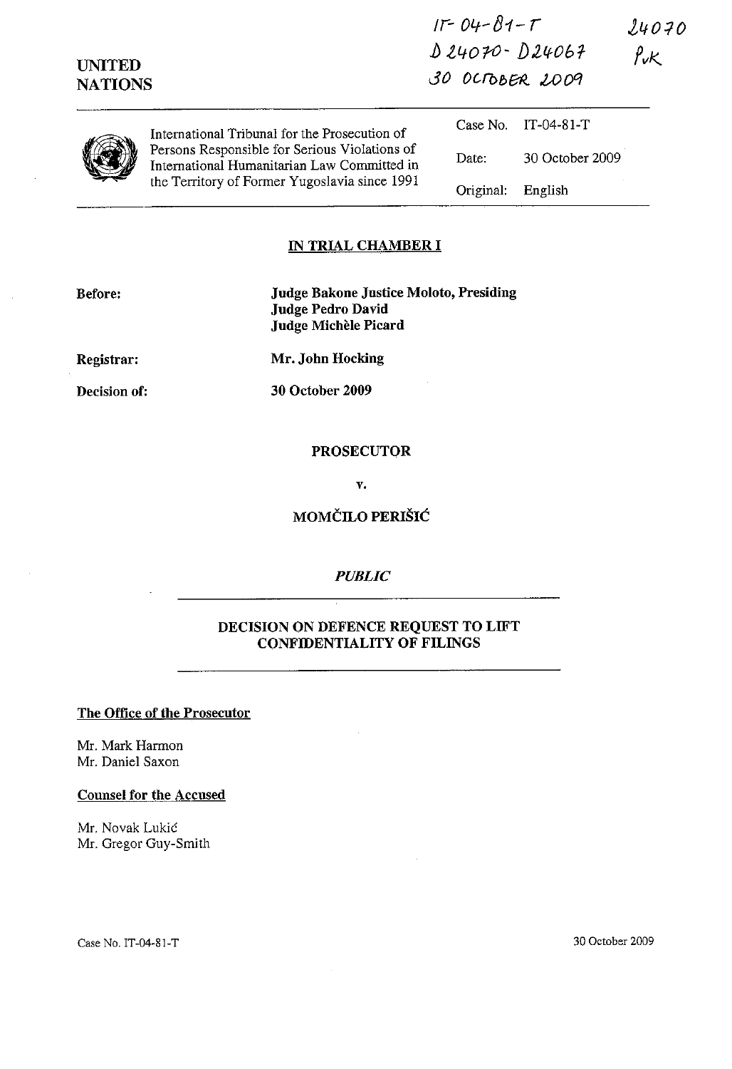IT-04-81-T
D 24070 - D 24067
30 OCTOBER 2009

24070
PvK

UNITED NATIONS

International Tribunal for the Prosecution of Persons Responsible for Serious Violations of International Humanitarian Law Committed in the Territory of Former Yugoslavia since 1991

| | |
|---|---|
| Case No. | IT-04-81-T |
| Date: | 30 October 2009 |
| Original: | English |

**IN TRIAL CHAMBER I**

**Before:** **Judge Bakone Justice Moloto, Presiding**
**Judge Pedro David**
**Judge Michèle Picard**

**Registrar:** **Mr. John Hocking**

**Decision of:** **30 October 2009**

**PROSECUTOR**

**v.**

**MOMČILO PERIŠIĆ**

***PUBLIC***

**DECISION ON DEFENCE REQUEST TO LIFT CONFIDENTIALITY OF FILINGS**

**The Office of the Prosecutor**

Mr. Mark Harmon
Mr. Daniel Saxon

**Counsel for the Accused**

Mr. Novak Lukić
Mr. Gregor Guy-Smith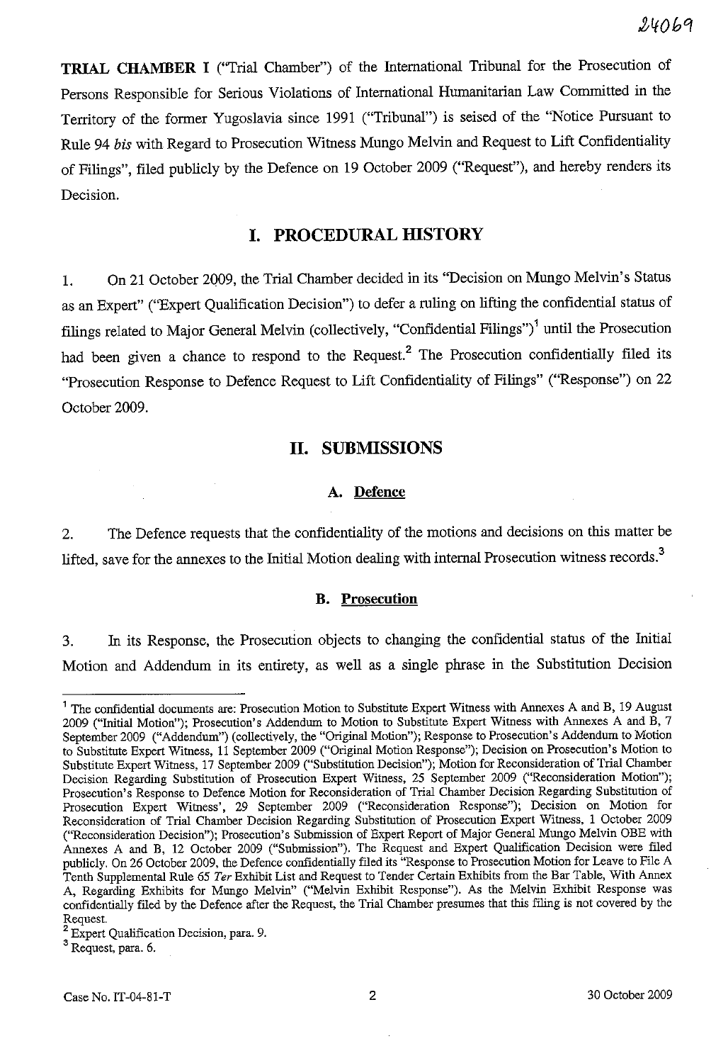**TRIAL CHAMBER I** ("Trial Chamber") of the International Tribunal for the Prosecution of Persons Responsible for Serious Violations of International Humanitarian Law Committed in the Territory of the former Yugoslavia since 1991 ("Tribunal") is seised of the "Notice Pursuant to Rule 94 *bis* with Regard to Prosecution Witness Mungo Melvin and Request to Lift Confidentiality of Filings", filed publicly by the Defence on 19 October 2009 ("Request"), and hereby renders its Decision.

## I. PROCEDURAL HISTORY

1. On 21 October 2009, the Trial Chamber decided in its "Decision on Mungo Melvin's Status as an Expert" ("Expert Qualification Decision") to defer a ruling on lifting the confidential status of filings related to Major General Melvin (collectively, "Confidential Filings")[1] until the Prosecution had been given a chance to respond to the Request.[2] The Prosecution confidentially filed its "Prosecution Response to Defence Request to Lift Confidentiality of Filings" ("Response") on 22 October 2009.

## II. SUBMISSIONS

### A. Defence

2. The Defence requests that the confidentiality of the motions and decisions on this matter be lifted, save for the annexes to the Initial Motion dealing with internal Prosecution witness records.[3]

### B. Prosecution

3. In its Response, the Prosecution objects to changing the confidential status of the Initial Motion and Addendum in its entirety, as well as a single phrase in the Substitution Decision

---

[1] The confidential documents are: Prosecution Motion to Substitute Expert Witness with Annexes A and B, 19 August 2009 ("Initial Motion"); Prosecution's Addendum to Motion to Substitute Expert Witness with Annexes A and B, 7 September 2009 ("Addendum") (collectively, the "Original Motion"); Response to Prosecution's Addendum to Motion to Substitute Expert Witness, 11 September 2009 ("Original Motion Response"); Decision on Prosecution's Motion to Substitute Expert Witness, 17 September 2009 ("Substitution Decision"); Motion for Reconsideration of Trial Chamber Decision Regarding Substitution of Prosecution Expert Witness, 25 September 2009 ("Reconsideration Motion"); Prosecution's Response to Defence Motion for Reconsideration of Trial Chamber Decision Regarding Substitution of Prosecution Expert Witness', 29 September 2009 ("Reconsideration Response"); Decision on Motion for Reconsideration of Trial Chamber Decision Regarding Substitution of Prosecution Expert Witness, 1 October 2009 ("Reconsideration Decision"); Prosecution's Submission of Expert Report of Major General Mungo Melvin OBE with Annexes A and B, 12 October 2009 ("Submission"). The Request and Expert Qualification Decision were filed publicly. On 26 October 2009, the Defence confidentially filed its "Response to Prosecution Motion for Leave to File A Tenth Supplemental Rule 65 *Ter* Exhibit List and Request to Tender Certain Exhibits from the Bar Table, With Annex A, Regarding Exhibits for Mungo Melvin" ("Melvin Exhibit Response"). As the Melvin Exhibit Response was confidentially filed by the Defence after the Request, the Trial Chamber presumes that this filing is not covered by the Request.

[2] Expert Qualification Decision, para. 9.

[3] Request, para. 6.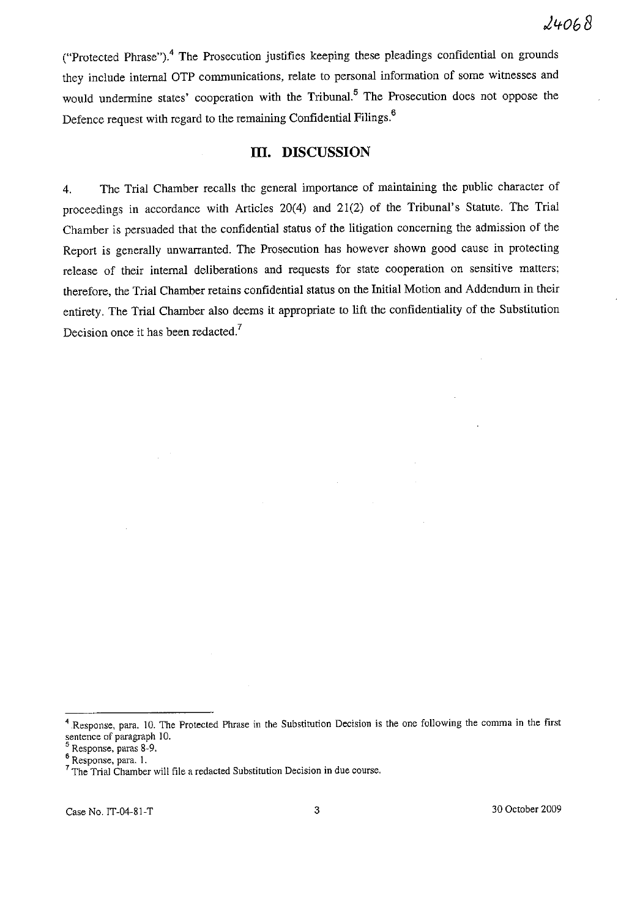("Protected Phrase").[4] The Prosecution justifies keeping these pleadings confidential on grounds they include internal OTP communications, relate to personal information of some witnesses and would undermine states' cooperation with the Tribunal.[5] The Prosecution does not oppose the Defence request with regard to the remaining Confidential Filings.[6]

## III. DISCUSSION

4. The Trial Chamber recalls the general importance of maintaining the public character of proceedings in accordance with Articles 20(4) and 21(2) of the Tribunal's Statute. The Trial Chamber is persuaded that the confidential status of the litigation concerning the admission of the Report is generally unwarranted. The Prosecution has however shown good cause in protecting release of their internal deliberations and requests for state cooperation on sensitive matters; therefore, the Trial Chamber retains confidential status on the Initial Motion and Addendum in their entirety. The Trial Chamber also deems it appropriate to lift the confidentiality of the Substitution Decision once it has been redacted.[7]

---

[4] Response, para. 10. The Protected Phrase in the Substitution Decision is the one following the comma in the first sentence of paragraph 10.

[5] Response, paras 8-9.

[6] Response, para. 1.

[7] The Trial Chamber will file a redacted Substitution Decision in due course.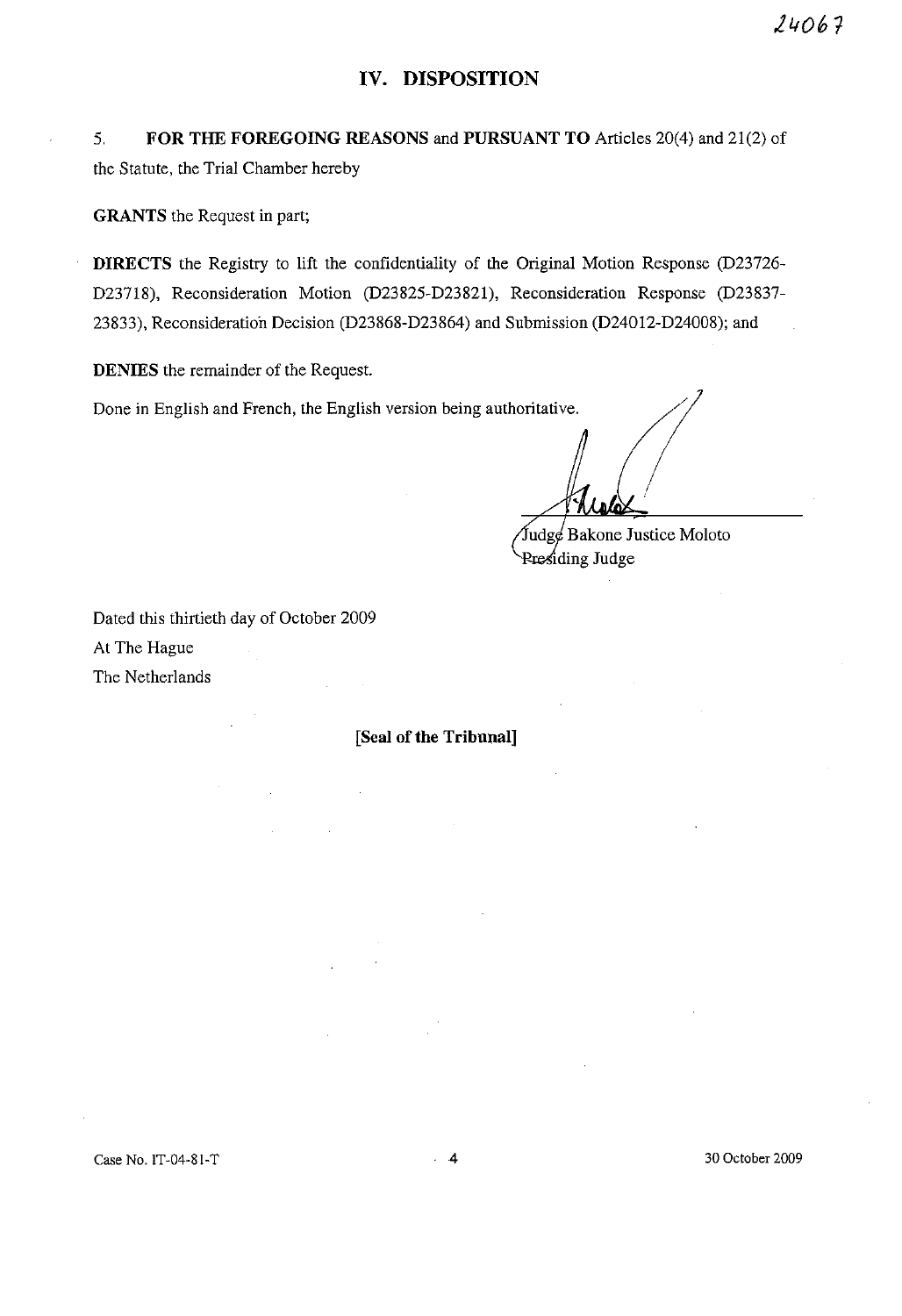## IV. DISPOSITION

5. **FOR THE FOREGOING REASONS** and **PURSUANT TO** Articles 20(4) and 21(2) of the Statute, the Trial Chamber hereby

**GRANTS** the Request in part;

**DIRECTS** the Registry to lift the confidentiality of the Original Motion Response (D23726-D23718), Reconsideration Motion (D23825-D23821), Reconsideration Response (D23837-23833), Reconsideration Decision (D23868-D23864) and Submission (D24012-D24008); and

**DENIES** the remainder of the Request.

Done in English and French, the English version being authoritative.

Judge Bakone Justice Moloto
Presiding Judge

Dated this thirtieth day of October 2009
At The Hague
The Netherlands

**[Seal of the Tribunal]**